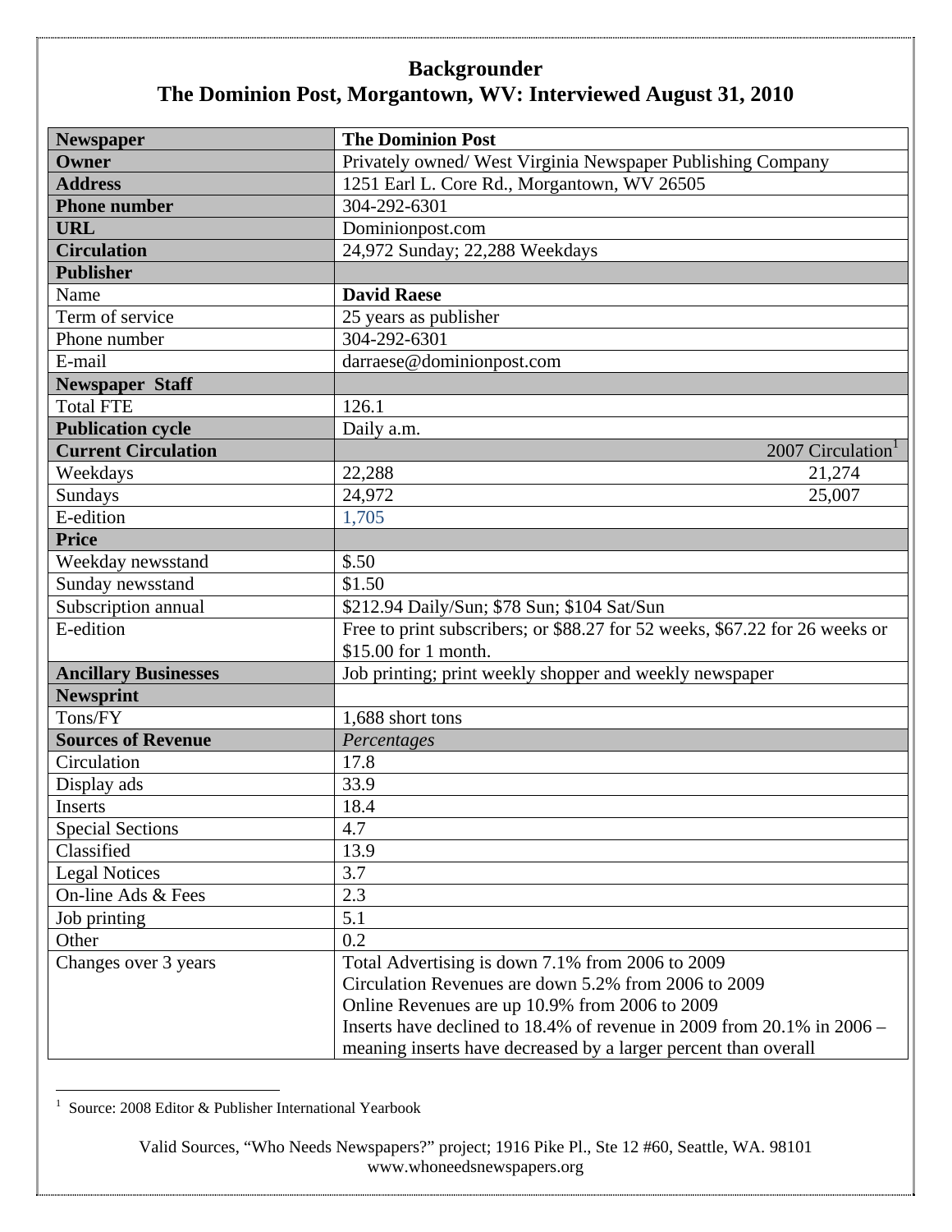# Backgrounder
## The Dominion Post, Morgantown, WV: Interviewed August 31, 2010

| | | |
|---|---|---|
| **Newspaper** | **The Dominion Post** | |
| **Owner** | Privately owned/ West Virginia Newspaper Publishing Company | |
| **Address** | 1251 Earl L. Core Rd., Morgantown, WV 26505 | |
| **Phone number** | 304-292-6301 | |
| **URL** | Dominionpost.com | |
| **Circulation** | 24,972 Sunday; 22,288 Weekdays | |
| **Publisher** | | |
| Name | **David Raese** | |
| Term of service | 25 years as publisher | |
| Phone number | 304-292-6301 | |
| E-mail | darraese@dominionpost.com | |
| **Newspaper Staff** | | |
| Total FTE | 126.1 | |
| **Publication cycle** | Daily a.m. | |
| **Current Circulation** | | 2007 Circulation[1] |
| Weekdays | 22,288 | 21,274 |
| Sundays | 24,972 | 25,007 |
| E-edition | 1,705 | |
| **Price** | | |
| Weekday newsstand | $.50 | |
| Sunday newsstand | $1.50 | |
| Subscription annual | $212.94 Daily/Sun; $78 Sun; $104 Sat/Sun | |
| E-edition | Free to print subscribers; or $88.27 for 52 weeks, $67.22 for 26 weeks or $15.00 for 1 month. | |
| **Ancillary Businesses** | Job printing; print weekly shopper and weekly newspaper | |
| **Newsprint** | | |
| Tons/FY | 1,688 short tons | |
| **Sources of Revenue** | *Percentages* | |
| Circulation | 17.8 | |
| Display ads | 33.9 | |
| Inserts | 18.4 | |
| Special Sections | 4.7 | |
| Classified | 13.9 | |
| Legal Notices | 3.7 | |
| On-line Ads & Fees | 2.3 | |
| Job printing | 5.1 | |
| Other | 0.2 | |
| Changes over 3 years | Total Advertising is down 7.1% from 2006 to 2009<br>Circulation Revenues are down 5.2% from 2006 to 2009<br>Online Revenues are up 10.9% from 2006 to 2009<br>Inserts have declined to 18.4% of revenue in 2009 from 20.1% in 2006 – meaning inserts have decreased by a larger percent than overall | |

[1] Source: 2008 Editor & Publisher International Yearbook

Valid Sources, "Who Needs Newspapers?" project; 1916 Pike Pl., Ste 12 #60, Seattle, WA. 98101
www.whoneedsnewspapers.org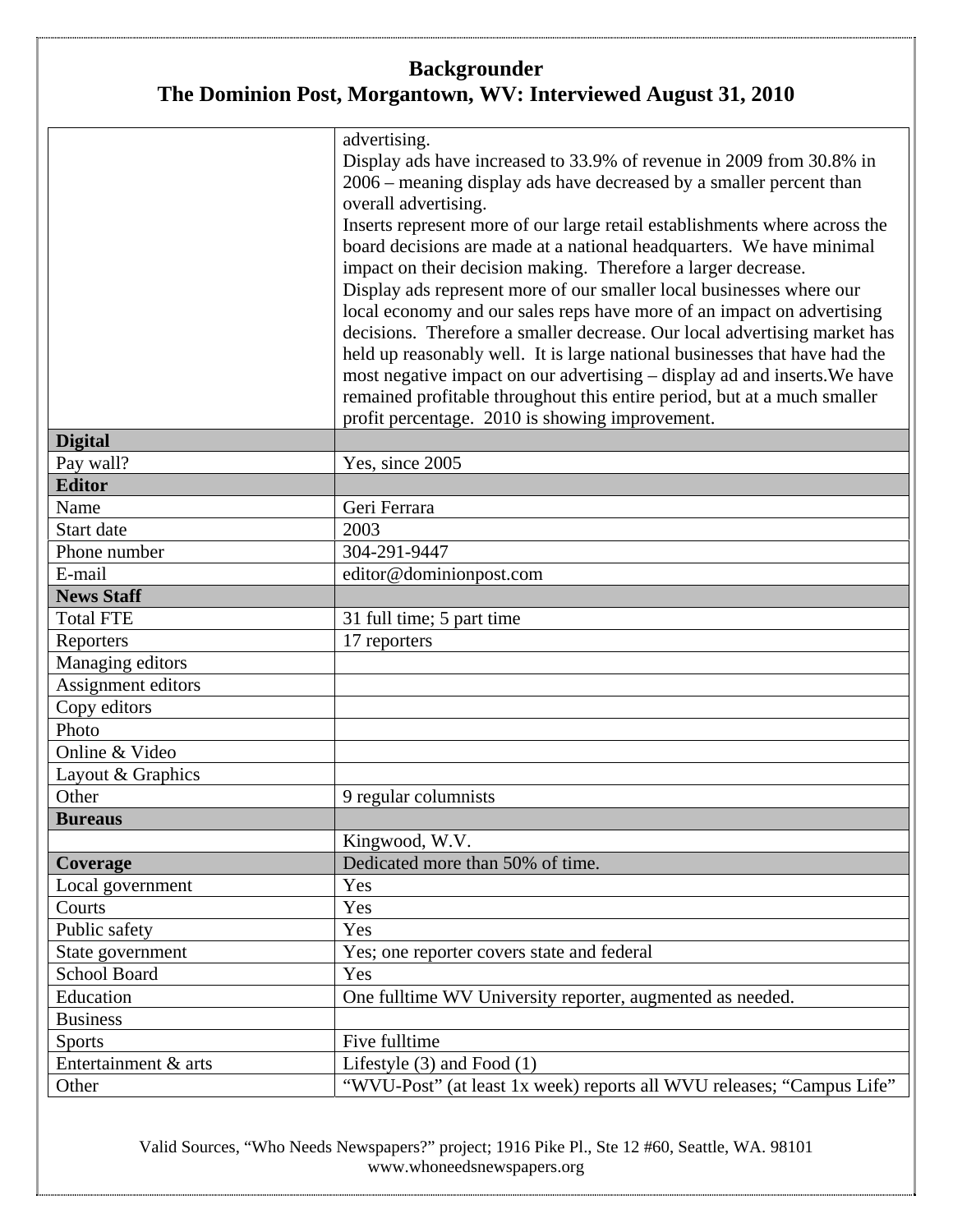## Backgrounder
## The Dominion Post, Morgantown, WV: Interviewed August 31, 2010

| | |
|---|---|
| | advertising.<br>Display ads have increased to 33.9% of revenue in 2009 from 30.8% in 2006 – meaning display ads have decreased by a smaller percent than overall advertising.<br>Inserts represent more of our large retail establishments where across the board decisions are made at a national headquarters. We have minimal impact on their decision making. Therefore a larger decrease.<br>Display ads represent more of our smaller local businesses where our local economy and our sales reps have more of an impact on advertising decisions. Therefore a smaller decrease. Our local advertising market has held up reasonably well. It is large national businesses that have had the most negative impact on our advertising – display ad and inserts.We have remained profitable throughout this entire period, but at a much smaller profit percentage. 2010 is showing improvement. |
| **Digital** | |
| Pay wall? | Yes, since 2005 |
| **Editor** | |
| Name | Geri Ferrara |
| Start date | 2003 |
| Phone number | 304-291-9447 |
| E-mail | editor@dominionpost.com |
| **News Staff** | |
| Total FTE | 31 full time; 5 part time |
| Reporters | 17 reporters |
| Managing editors | |
| Assignment editors | |
| Copy editors | |
| Photo | |
| Online & Video | |
| Layout & Graphics | |
| Other | 9 regular columnists |
| **Bureaus** | |
| | Kingwood, W.V. |
| **Coverage** | Dedicated more than 50% of time. |
| Local government | Yes |
| Courts | Yes |
| Public safety | Yes |
| State government | Yes; one reporter covers state and federal |
| School Board | Yes |
| Education | One fulltime WV University reporter, augmented as needed. |
| Business | |
| Sports | Five fulltime |
| Entertainment & arts | Lifestyle (3) and Food (1) |
| Other | "WVU-Post" (at least 1x week) reports all WVU releases; "Campus Life" |

Valid Sources, "Who Needs Newspapers?" project; 1916 Pike Pl., Ste 12 #60, Seattle, WA. 98101
www.whoneedsnewspapers.org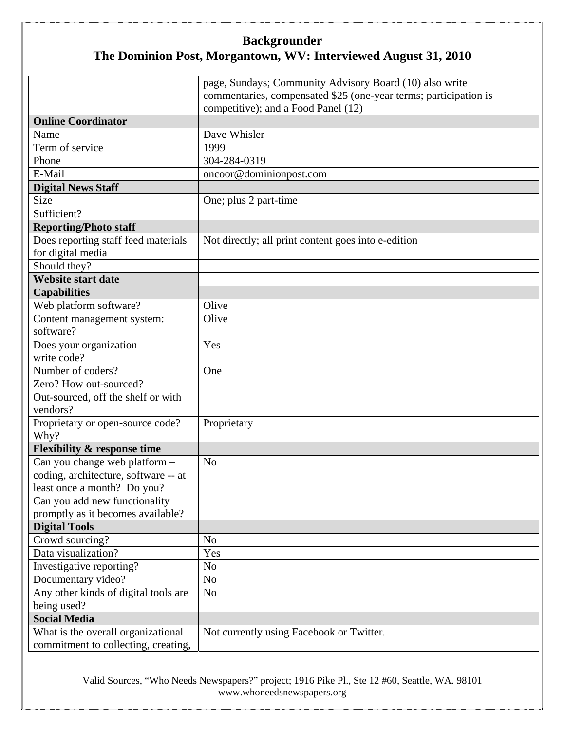## Backgrounder
## The Dominion Post, Morgantown, WV: Interviewed August 31, 2010

| | |
|---|---|
| | page, Sundays; Community Advisory Board (10) also write commentaries, compensated $25 (one-year terms; participation is competitive); and a Food Panel (12) |
| **Online Coordinator** | |
| Name | Dave Whisler |
| Term of service | 1999 |
| Phone | 304-284-0319 |
| E-Mail | oncoor@dominionpost.com |
| **Digital News Staff** | |
| Size | One; plus 2 part-time |
| Sufficient? | |
| **Reporting/Photo staff** | |
| Does reporting staff feed materials for digital media | Not directly; all print content goes into e-edition |
| Should they? | |
| **Website start date** | |
| **Capabilities** | |
| Web platform software? | Olive |
| Content management system: software? | Olive |
| Does your organization write code? | Yes |
| Number of coders? | One |
| Zero? How out-sourced? | |
| Out-sourced, off the shelf or with vendors? | |
| Proprietary or open-source code? Why? | Proprietary |
| **Flexibility & response time** | |
| Can you change web platform – coding, architecture, software -- at least once a month? Do you? | No |
| Can you add new functionality promptly as it becomes available? | |
| **Digital Tools** | |
| Crowd sourcing? | No |
| Data visualization? | Yes |
| Investigative reporting? | No |
| Documentary video? | No |
| Any other kinds of digital tools are being used? | No |
| **Social Media** | |
| What is the overall organizational commitment to collecting, creating, | Not currently using Facebook or Twitter. |

Valid Sources, "Who Needs Newspapers?" project; 1916 Pike Pl., Ste 12 #60, Seattle, WA. 98101
www.whoneedsnewspapers.org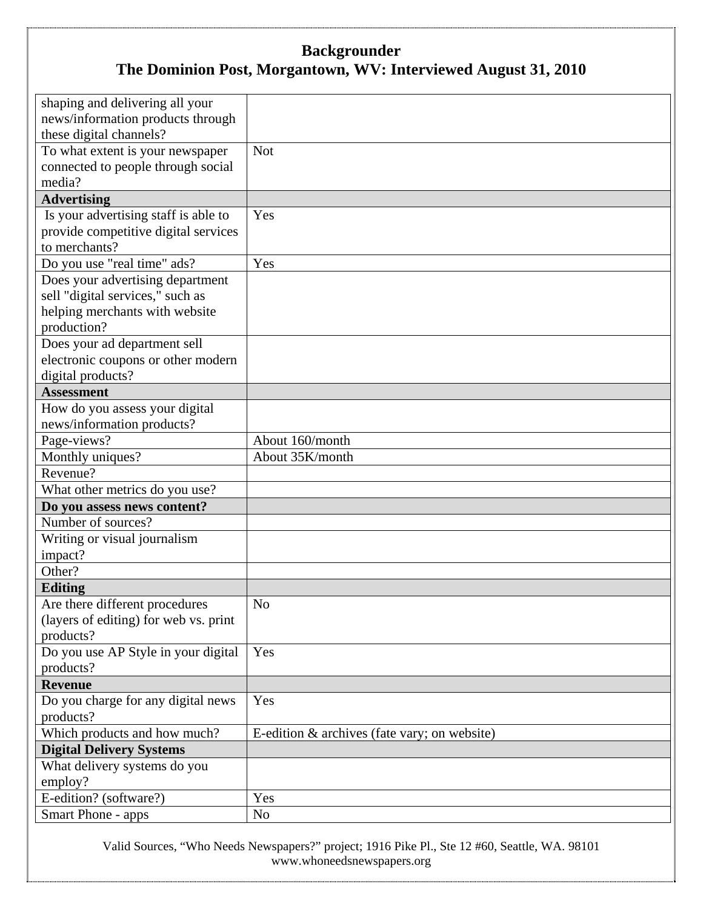# Backgrounder
## The Dominion Post, Morgantown, WV: Interviewed August 31, 2010

| | |
|---|---|
| shaping and delivering all your news/information products through these digital channels? | |
| To what extent is your newspaper connected to people through social media? | Not |
| **Advertising** | |
| Is your advertising staff is able to provide competitive digital services to merchants? | Yes |
| Do you use "real time" ads? | Yes |
| Does your advertising department sell "digital services," such as helping merchants with website production? | |
| Does your ad department sell electronic coupons or other modern digital products? | |
| **Assessment** | |
| How do you assess your digital news/information products? | |
| Page-views? | About 160/month |
| Monthly uniques? | About 35K/month |
| Revenue? | |
| What other metrics do you use? | |
| **Do you assess news content?** | |
| Number of sources? | |
| Writing or visual journalism impact? | |
| Other? | |
| **Editing** | |
| Are there different procedures (layers of editing) for web vs. print products? | No |
| Do you use AP Style in your digital products? | Yes |
| **Revenue** | |
| Do you charge for any digital news products? | Yes |
| Which products and how much? | E-edition & archives (fate vary; on website) |
| **Digital Delivery Systems** | |
| What delivery systems do you employ? | |
| E-edition? (software?) | Yes |
| Smart Phone - apps | No |

Valid Sources, "Who Needs Newspapers?" project; 1916 Pike Pl., Ste 12 #60, Seattle, WA. 98101
www.whoneedsnewspapers.org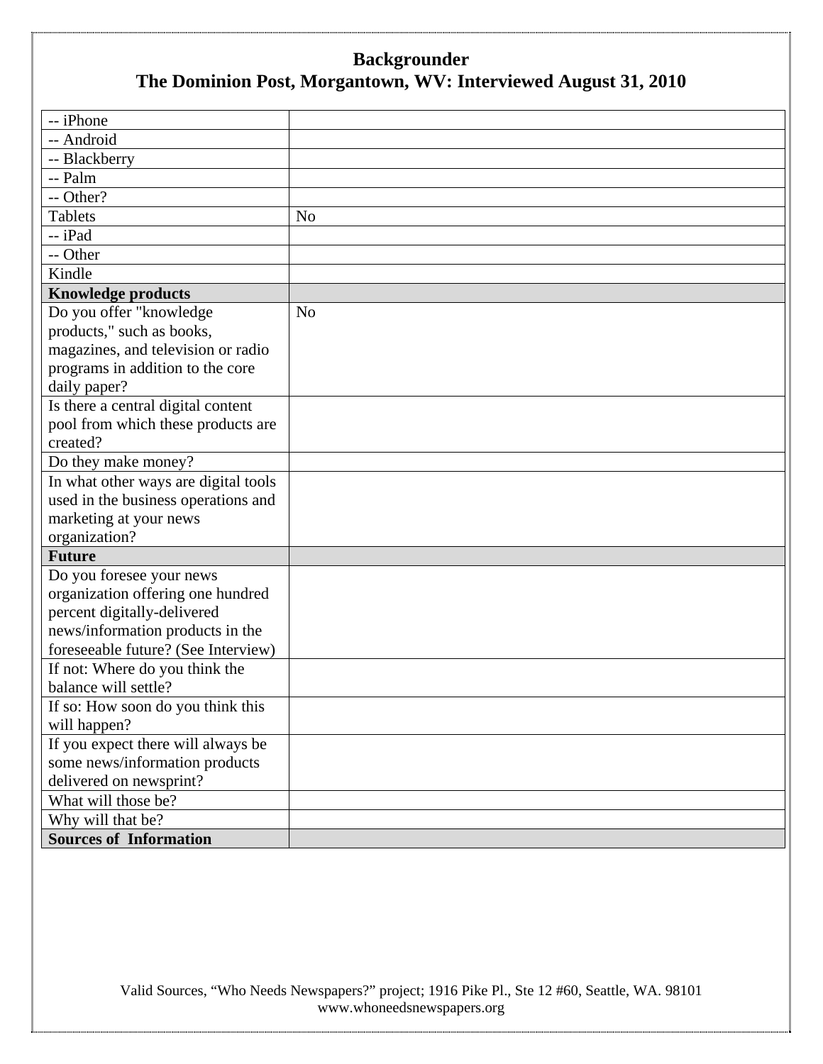# Backgrounder
## The Dominion Post, Morgantown, WV: Interviewed August 31, 2010

| | |
|---|---|
| -- iPhone | |
| -- Android | |
| -- Blackberry | |
| -- Palm | |
| -- Other? | |
| Tablets | No |
| -- iPad | |
| -- Other | |
| Kindle | |
| **Knowledge products** | |
| Do you offer "knowledge products," such as books, magazines, and television or radio programs in addition to the core daily paper? | No |
| Is there a central digital content pool from which these products are created? | |
| Do they make money? | |
| In what other ways are digital tools used in the business operations and marketing at your news organization? | |
| **Future** | |
| Do you foresee your news organization offering one hundred percent digitally-delivered news/information products in the foreseeable future? (See Interview) | |
| If not: Where do you think the balance will settle? | |
| If so: How soon do you think this will happen? | |
| If you expect there will always be some news/information products delivered on newsprint? | |
| What will those be? | |
| Why will that be? | |
| **Sources of Information** | |

Valid Sources, "Who Needs Newspapers?" project; 1916 Pike Pl., Ste 12 #60, Seattle, WA. 98101
www.whoneedsnewspapers.org